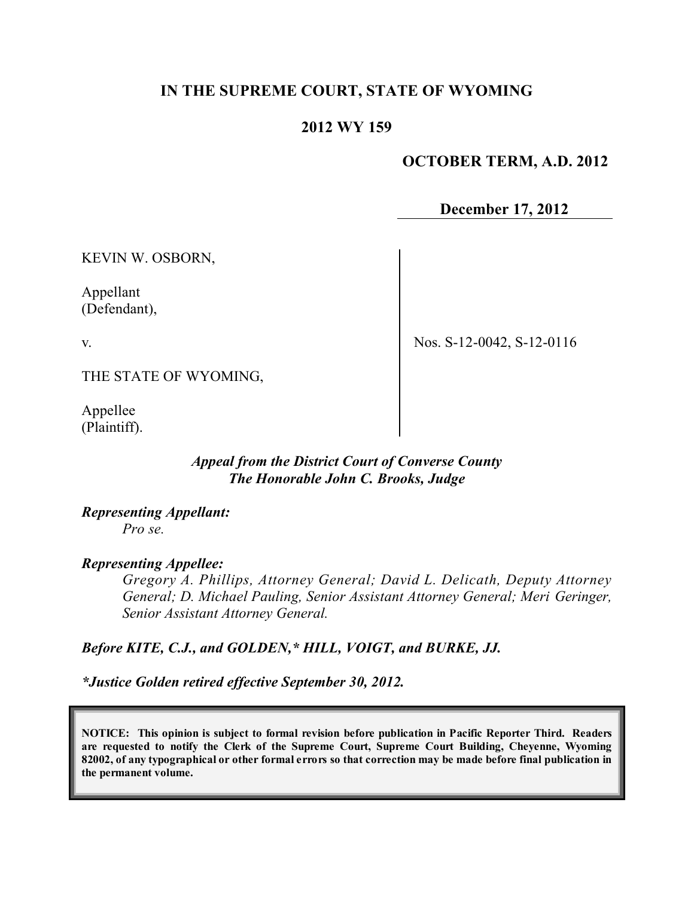**IN THE SUPREME COURT, STATE OF WYOMING**

**2012 WY 159**

**OCTOBER TERM, A.D. 2012**

**December 17, 2012**

KEVIN W. OSBORN,

Appellant
(Defendant),

v.

THE STATE OF WYOMING,

Appellee
(Plaintiff).

Nos. S-12-0042, S-12-0116

***Appeal from the District Court of Converse County***
***The Honorable John C. Brooks, Judge***

***Representing Appellant:***
*Pro se.*

***Representing Appellee:***
*Gregory A. Phillips, Attorney General; David L. Delicath, Deputy Attorney General; D. Michael Pauling, Senior Assistant Attorney General; Meri Geringer, Senior Assistant Attorney General.*

***Before KITE, C.J., and GOLDEN,\* HILL, VOIGT, and BURKE, JJ.***

***\*Justice Golden retired effective September 30, 2012.***

**NOTICE: This opinion is subject to formal revision before publication in Pacific Reporter Third. Readers are requested to notify the Clerk of the Supreme Court, Supreme Court Building, Cheyenne, Wyoming 82002, of any typographical or other formal errors so that correction may be made before final publication in the permanent volume.**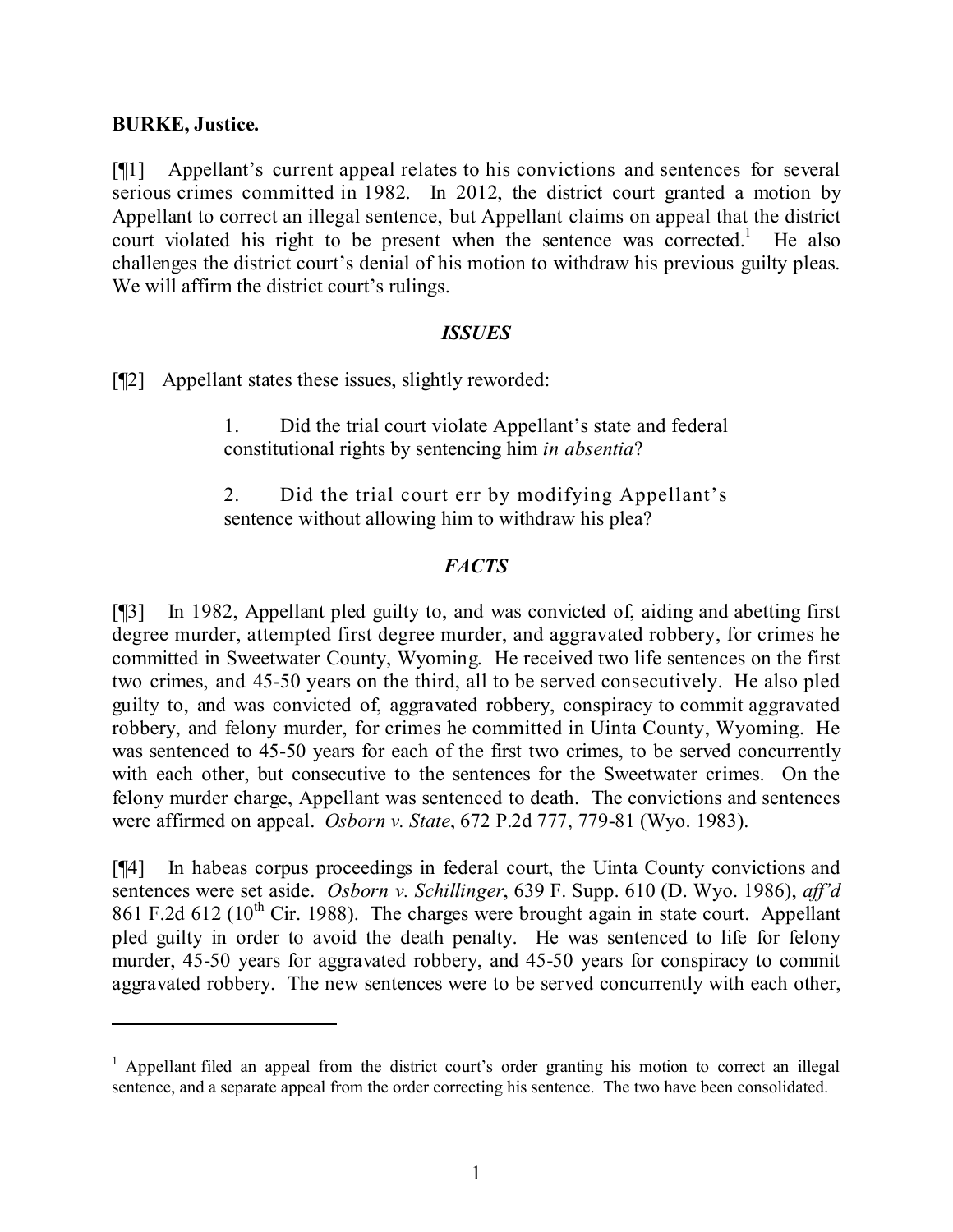**BURKE, Justice.**

[¶1] Appellant's current appeal relates to his convictions and sentences for several serious crimes committed in 1982. In 2012, the district court granted a motion by Appellant to correct an illegal sentence, but Appellant claims on appeal that the district court violated his right to be present when the sentence was corrected.[1] He also challenges the district court's denial of his motion to withdraw his previous guilty pleas. We will affirm the district court's rulings.

## *ISSUES*

[¶2] Appellant states these issues, slightly reworded:

> 1. Did the trial court violate Appellant's state and federal constitutional rights by sentencing him *in absentia*?
>
> 2. Did the trial court err by modifying Appellant's sentence without allowing him to withdraw his plea?

## *FACTS*

[¶3] In 1982, Appellant pled guilty to, and was convicted of, aiding and abetting first degree murder, attempted first degree murder, and aggravated robbery, for crimes he committed in Sweetwater County, Wyoming. He received two life sentences on the first two crimes, and 45-50 years on the third, all to be served consecutively. He also pled guilty to, and was convicted of, aggravated robbery, conspiracy to commit aggravated robbery, and felony murder, for crimes he committed in Uinta County, Wyoming. He was sentenced to 45-50 years for each of the first two crimes, to be served concurrently with each other, but consecutive to the sentences for the Sweetwater crimes. On the felony murder charge, Appellant was sentenced to death. The convictions and sentences were affirmed on appeal. *Osborn v. State*, 672 P.2d 777, 779-81 (Wyo. 1983).

[¶4] In habeas corpus proceedings in federal court, the Uinta County convictions and sentences were set aside. *Osborn v. Schillinger*, 639 F. Supp. 610 (D. Wyo. 1986), *aff'd* 861 F.2d 612 (10th Cir. 1988). The charges were brought again in state court. Appellant pled guilty in order to avoid the death penalty. He was sentenced to life for felony murder, 45-50 years for aggravated robbery, and 45-50 years for conspiracy to commit aggravated robbery. The new sentences were to be served concurrently with each other,

---

[1] Appellant filed an appeal from the district court's order granting his motion to correct an illegal sentence, and a separate appeal from the order correcting his sentence. The two have been consolidated.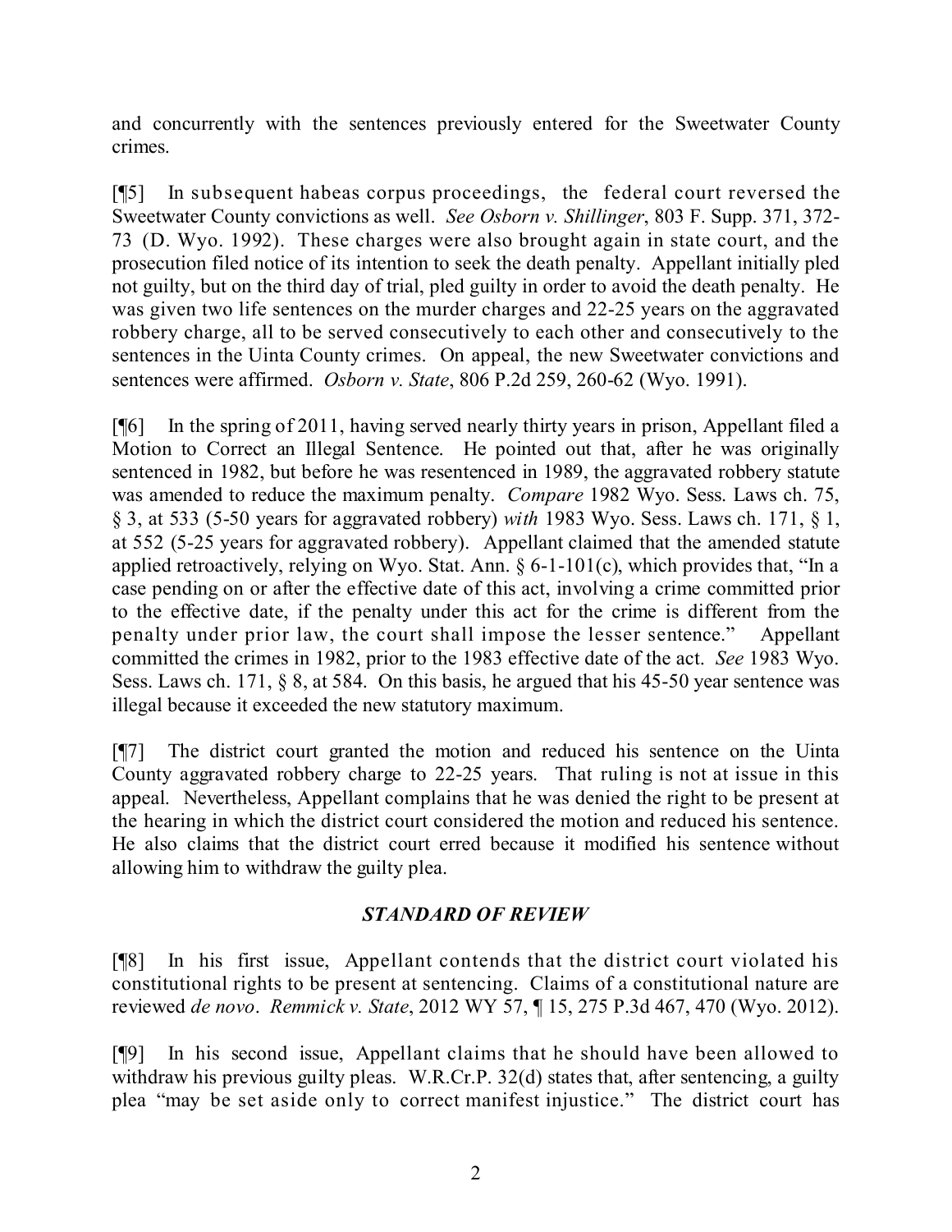and concurrently with the sentences previously entered for the Sweetwater County crimes.

[¶5] In subsequent habeas corpus proceedings, the federal court reversed the Sweetwater County convictions as well. *See Osborn v. Shillinger*, 803 F. Supp. 371, 372-73 (D. Wyo. 1992). These charges were also brought again in state court, and the prosecution filed notice of its intention to seek the death penalty. Appellant initially pled not guilty, but on the third day of trial, pled guilty in order to avoid the death penalty. He was given two life sentences on the murder charges and 22-25 years on the aggravated robbery charge, all to be served consecutively to each other and consecutively to the sentences in the Uinta County crimes. On appeal, the new Sweetwater convictions and sentences were affirmed. *Osborn v. State*, 806 P.2d 259, 260-62 (Wyo. 1991).

[¶6] In the spring of 2011, having served nearly thirty years in prison, Appellant filed a Motion to Correct an Illegal Sentence. He pointed out that, after he was originally sentenced in 1982, but before he was resentenced in 1989, the aggravated robbery statute was amended to reduce the maximum penalty. *Compare* 1982 Wyo. Sess. Laws ch. 75, § 3, at 533 (5-50 years for aggravated robbery) *with* 1983 Wyo. Sess. Laws ch. 171, § 1, at 552 (5-25 years for aggravated robbery). Appellant claimed that the amended statute applied retroactively, relying on Wyo. Stat. Ann. § 6-1-101(c), which provides that, "In a case pending on or after the effective date of this act, involving a crime committed prior to the effective date, if the penalty under this act for the crime is different from the penalty under prior law, the court shall impose the lesser sentence." Appellant committed the crimes in 1982, prior to the 1983 effective date of the act. *See* 1983 Wyo. Sess. Laws ch. 171, § 8, at 584. On this basis, he argued that his 45-50 year sentence was illegal because it exceeded the new statutory maximum.

[¶7] The district court granted the motion and reduced his sentence on the Uinta County aggravated robbery charge to 22-25 years. That ruling is not at issue in this appeal. Nevertheless, Appellant complains that he was denied the right to be present at the hearing in which the district court considered the motion and reduced his sentence. He also claims that the district court erred because it modified his sentence without allowing him to withdraw the guilty plea.

## *STANDARD OF REVIEW*

[¶8] In his first issue, Appellant contends that the district court violated his constitutional rights to be present at sentencing. Claims of a constitutional nature are reviewed *de novo*. *Remmick v. State*, 2012 WY 57, ¶ 15, 275 P.3d 467, 470 (Wyo. 2012).

[¶9] In his second issue, Appellant claims that he should have been allowed to withdraw his previous guilty pleas. W.R.Cr.P. 32(d) states that, after sentencing, a guilty plea "may be set aside only to correct manifest injustice." The district court has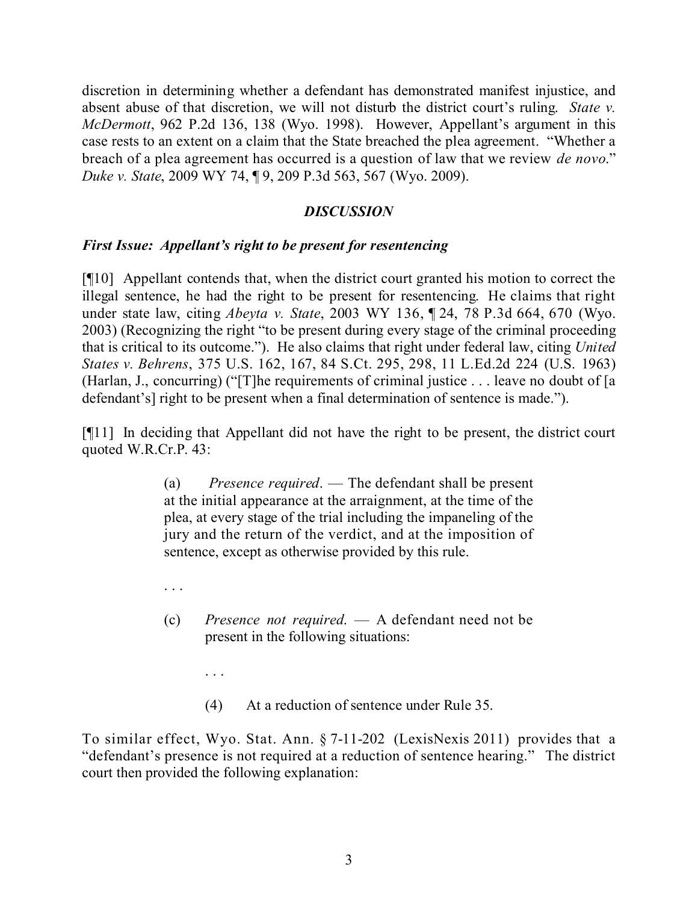discretion in determining whether a defendant has demonstrated manifest injustice, and absent abuse of that discretion, we will not disturb the district court's ruling. *State v. McDermott*, 962 P.2d 136, 138 (Wyo. 1998). However, Appellant's argument in this case rests to an extent on a claim that the State breached the plea agreement. "Whether a breach of a plea agreement has occurred is a question of law that we review *de novo*." *Duke v. State*, 2009 WY 74, ¶ 9, 209 P.3d 563, 567 (Wyo. 2009).

## *DISCUSSION*

### *First Issue: Appellant's right to be present for resentencing*

[¶10] Appellant contends that, when the district court granted his motion to correct the illegal sentence, he had the right to be present for resentencing. He claims that right under state law, citing *Abeyta v. State*, 2003 WY 136, ¶ 24, 78 P.3d 664, 670 (Wyo. 2003) (Recognizing the right "to be present during every stage of the criminal proceeding that is critical to its outcome."). He also claims that right under federal law, citing *United States v. Behrens*, 375 U.S. 162, 167, 84 S.Ct. 295, 298, 11 L.Ed.2d 224 (U.S. 1963) (Harlan, J., concurring) ("[T]he requirements of criminal justice . . . leave no doubt of [a defendant's] right to be present when a final determination of sentence is made.").

[¶11] In deciding that Appellant did not have the right to be present, the district court quoted W.R.Cr.P. 43:

> (a) *Presence required*. — The defendant shall be present at the initial appearance at the arraignment, at the time of the plea, at every stage of the trial including the impaneling of the jury and the return of the verdict, and at the imposition of sentence, except as otherwise provided by this rule.
>
> . . .
>
> (c) *Presence not required*. — A defendant need not be present in the following situations:
>
> . . .
>
> (4) At a reduction of sentence under Rule 35.

To similar effect, Wyo. Stat. Ann. § 7-11-202 (LexisNexis 2011) provides that a "defendant's presence is not required at a reduction of sentence hearing." The district court then provided the following explanation: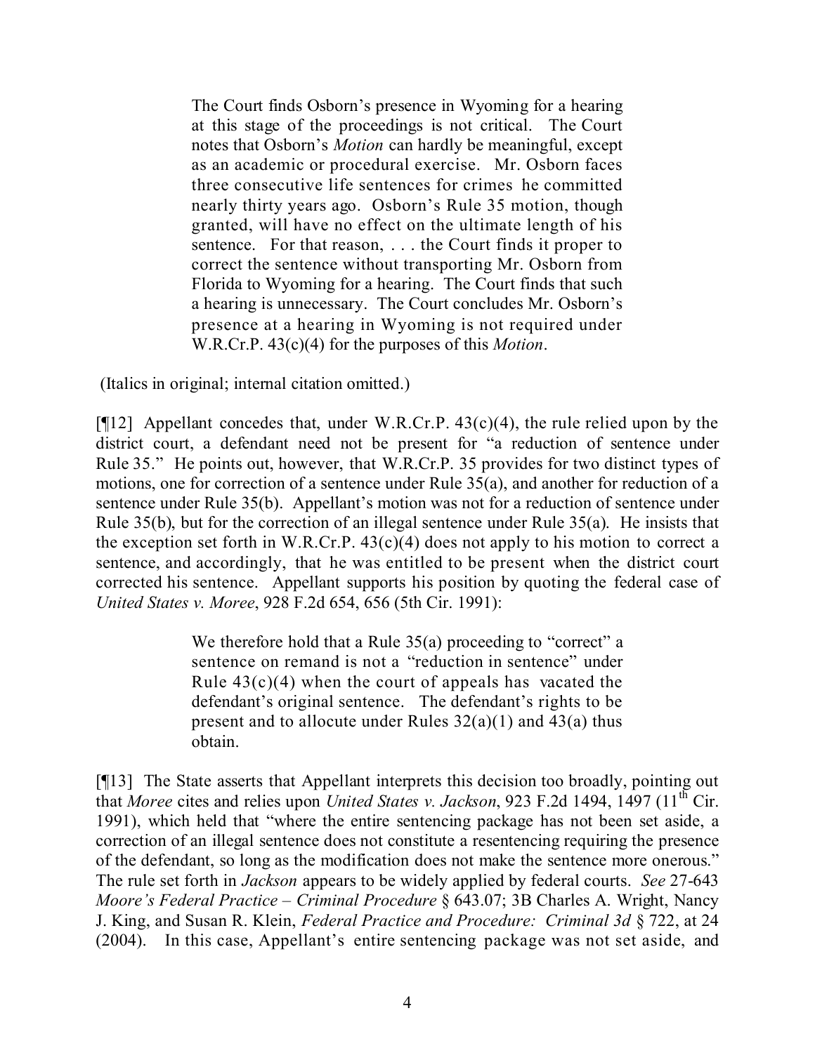> The Court finds Osborn's presence in Wyoming for a hearing at this stage of the proceedings is not critical. The Court notes that Osborn's *Motion* can hardly be meaningful, except as an academic or procedural exercise. Mr. Osborn faces three consecutive life sentences for crimes he committed nearly thirty years ago. Osborn's Rule 35 motion, though granted, will have no effect on the ultimate length of his sentence. For that reason, . . . the Court finds it proper to correct the sentence without transporting Mr. Osborn from Florida to Wyoming for a hearing. The Court finds that such a hearing is unnecessary. The Court concludes Mr. Osborn's presence at a hearing in Wyoming is not required under W.R.Cr.P. 43(c)(4) for the purposes of this *Motion*.

(Italics in original; internal citation omitted.)

[¶12] Appellant concedes that, under W.R.Cr.P. 43(c)(4), the rule relied upon by the district court, a defendant need not be present for "a reduction of sentence under Rule 35." He points out, however, that W.R.Cr.P. 35 provides for two distinct types of motions, one for correction of a sentence under Rule 35(a), and another for reduction of a sentence under Rule 35(b). Appellant's motion was not for a reduction of sentence under Rule 35(b), but for the correction of an illegal sentence under Rule 35(a). He insists that the exception set forth in W.R.Cr.P. 43(c)(4) does not apply to his motion to correct a sentence, and accordingly, that he was entitled to be present when the district court corrected his sentence. Appellant supports his position by quoting the federal case of *United States v. Moree*, 928 F.2d 654, 656 (5th Cir. 1991):

> We therefore hold that a Rule 35(a) proceeding to "correct" a sentence on remand is not a "reduction in sentence" under Rule 43(c)(4) when the court of appeals has vacated the defendant's original sentence. The defendant's rights to be present and to allocute under Rules 32(a)(1) and 43(a) thus obtain.

[¶13] The State asserts that Appellant interprets this decision too broadly, pointing out that *Moree* cites and relies upon *United States v. Jackson*, 923 F.2d 1494, 1497 (11th Cir. 1991), which held that "where the entire sentencing package has not been set aside, a correction of an illegal sentence does not constitute a resentencing requiring the presence of the defendant, so long as the modification does not make the sentence more onerous." The rule set forth in *Jackson* appears to be widely applied by federal courts. *See* 27-643 *Moore's Federal Practice – Criminal Procedure* § 643.07; 3B Charles A. Wright, Nancy J. King, and Susan R. Klein, *Federal Practice and Procedure: Criminal 3d* § 722, at 24 (2004). In this case, Appellant's entire sentencing package was not set aside, and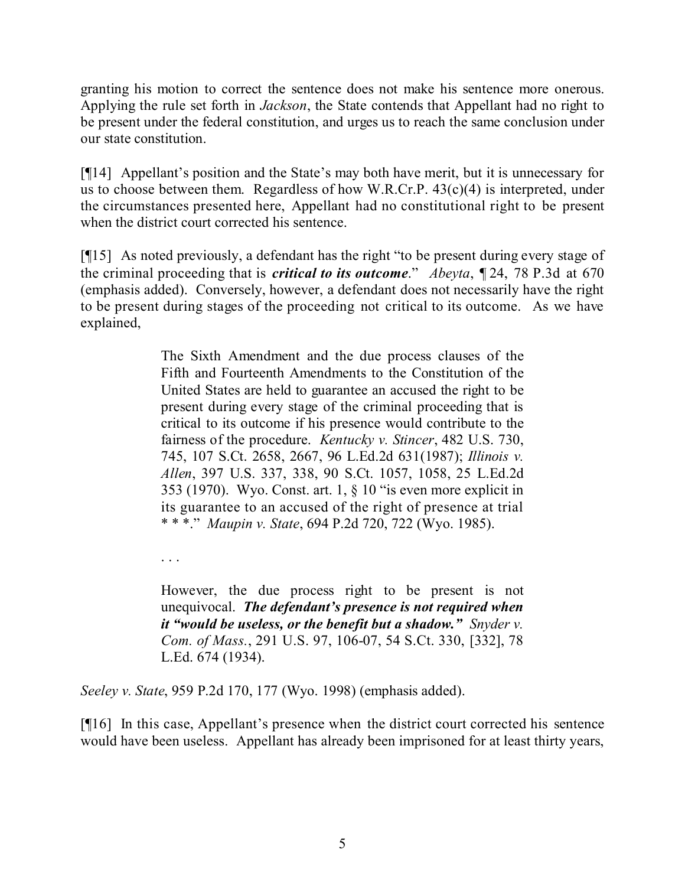granting his motion to correct the sentence does not make his sentence more onerous. Applying the rule set forth in *Jackson*, the State contends that Appellant had no right to be present under the federal constitution, and urges us to reach the same conclusion under our state constitution.

[¶14] Appellant's position and the State's may both have merit, but it is unnecessary for us to choose between them. Regardless of how W.R.Cr.P. 43(c)(4) is interpreted, under the circumstances presented here, Appellant had no constitutional right to be present when the district court corrected his sentence.

[¶15] As noted previously, a defendant has the right "to be present during every stage of the criminal proceeding that is ***critical to its outcome***." *Abeyta*, ¶ 24, 78 P.3d at 670 (emphasis added). Conversely, however, a defendant does not necessarily have the right to be present during stages of the proceeding not critical to its outcome. As we have explained,

> The Sixth Amendment and the due process clauses of the Fifth and Fourteenth Amendments to the Constitution of the United States are held to guarantee an accused the right to be present during every stage of the criminal proceeding that is critical to its outcome if his presence would contribute to the fairness of the procedure. *Kentucky v. Stincer*, 482 U.S. 730, 745, 107 S.Ct. 2658, 2667, 96 L.Ed.2d 631(1987); *Illinois v. Allen*, 397 U.S. 337, 338, 90 S.Ct. 1057, 1058, 25 L.Ed.2d 353 (1970). Wyo. Const. art. 1, § 10 "is even more explicit in its guarantee to an accused of the right of presence at trial * * *." *Maupin v. State*, 694 P.2d 720, 722 (Wyo. 1985).
>
> . . .
>
> However, the due process right to be present is not unequivocal. ***The defendant's presence is not required when it "would be useless, or the benefit but a shadow."*** *Snyder v. Com. of Mass.*, 291 U.S. 97, 106-07, 54 S.Ct. 330, [332], 78 L.Ed. 674 (1934).

*Seeley v. State*, 959 P.2d 170, 177 (Wyo. 1998) (emphasis added).

[¶16] In this case, Appellant's presence when the district court corrected his sentence would have been useless. Appellant has already been imprisoned for at least thirty years,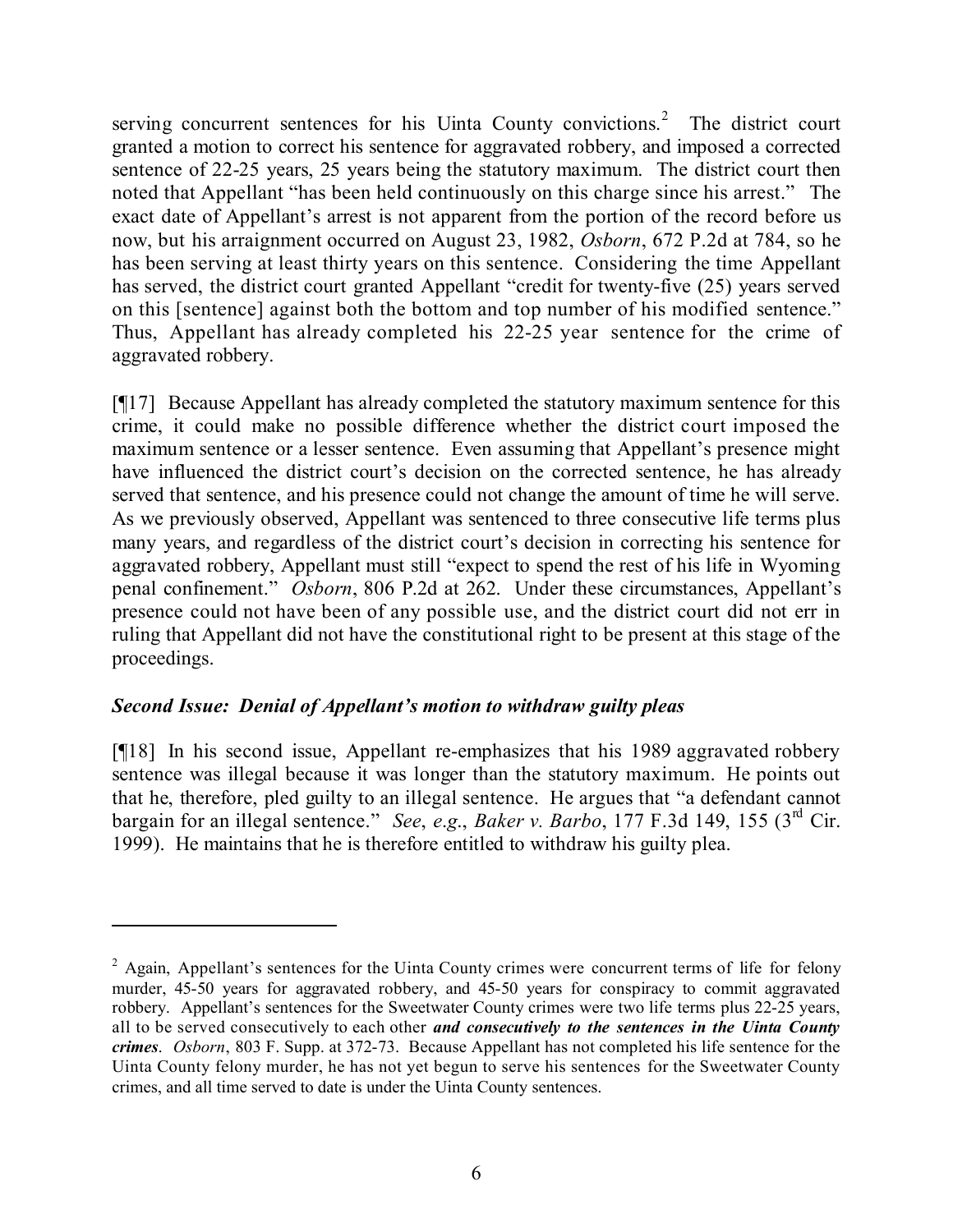serving concurrent sentences for his Uinta County convictions.[2] The district court granted a motion to correct his sentence for aggravated robbery, and imposed a corrected sentence of 22-25 years, 25 years being the statutory maximum. The district court then noted that Appellant "has been held continuously on this charge since his arrest." The exact date of Appellant's arrest is not apparent from the portion of the record before us now, but his arraignment occurred on August 23, 1982, *Osborn*, 672 P.2d at 784, so he has been serving at least thirty years on this sentence. Considering the time Appellant has served, the district court granted Appellant "credit for twenty-five (25) years served on this [sentence] against both the bottom and top number of his modified sentence." Thus, Appellant has already completed his 22-25 year sentence for the crime of aggravated robbery.

[¶17] Because Appellant has already completed the statutory maximum sentence for this crime, it could make no possible difference whether the district court imposed the maximum sentence or a lesser sentence. Even assuming that Appellant's presence might have influenced the district court's decision on the corrected sentence, he has already served that sentence, and his presence could not change the amount of time he will serve. As we previously observed, Appellant was sentenced to three consecutive life terms plus many years, and regardless of the district court's decision in correcting his sentence for aggravated robbery, Appellant must still "expect to spend the rest of his life in Wyoming penal confinement." *Osborn*, 806 P.2d at 262. Under these circumstances, Appellant's presence could not have been of any possible use, and the district court did not err in ruling that Appellant did not have the constitutional right to be present at this stage of the proceedings.

### *Second Issue: Denial of Appellant's motion to withdraw guilty pleas*

[¶18] In his second issue, Appellant re-emphasizes that his 1989 aggravated robbery sentence was illegal because it was longer than the statutory maximum. He points out that he, therefore, pled guilty to an illegal sentence. He argues that "a defendant cannot bargain for an illegal sentence." *See*, *e.g.*, *Baker v. Barbo*, 177 F.3d 149, 155 (3rd Cir. 1999). He maintains that he is therefore entitled to withdraw his guilty plea.

---

[2] Again, Appellant's sentences for the Uinta County crimes were concurrent terms of life for felony murder, 45-50 years for aggravated robbery, and 45-50 years for conspiracy to commit aggravated robbery. Appellant's sentences for the Sweetwater County crimes were two life terms plus 22-25 years, all to be served consecutively to each other ***and consecutively to the sentences in the Uinta County crimes***. *Osborn*, 803 F. Supp. at 372-73. Because Appellant has not completed his life sentence for the Uinta County felony murder, he has not yet begun to serve his sentences for the Sweetwater County crimes, and all time served to date is under the Uinta County sentences.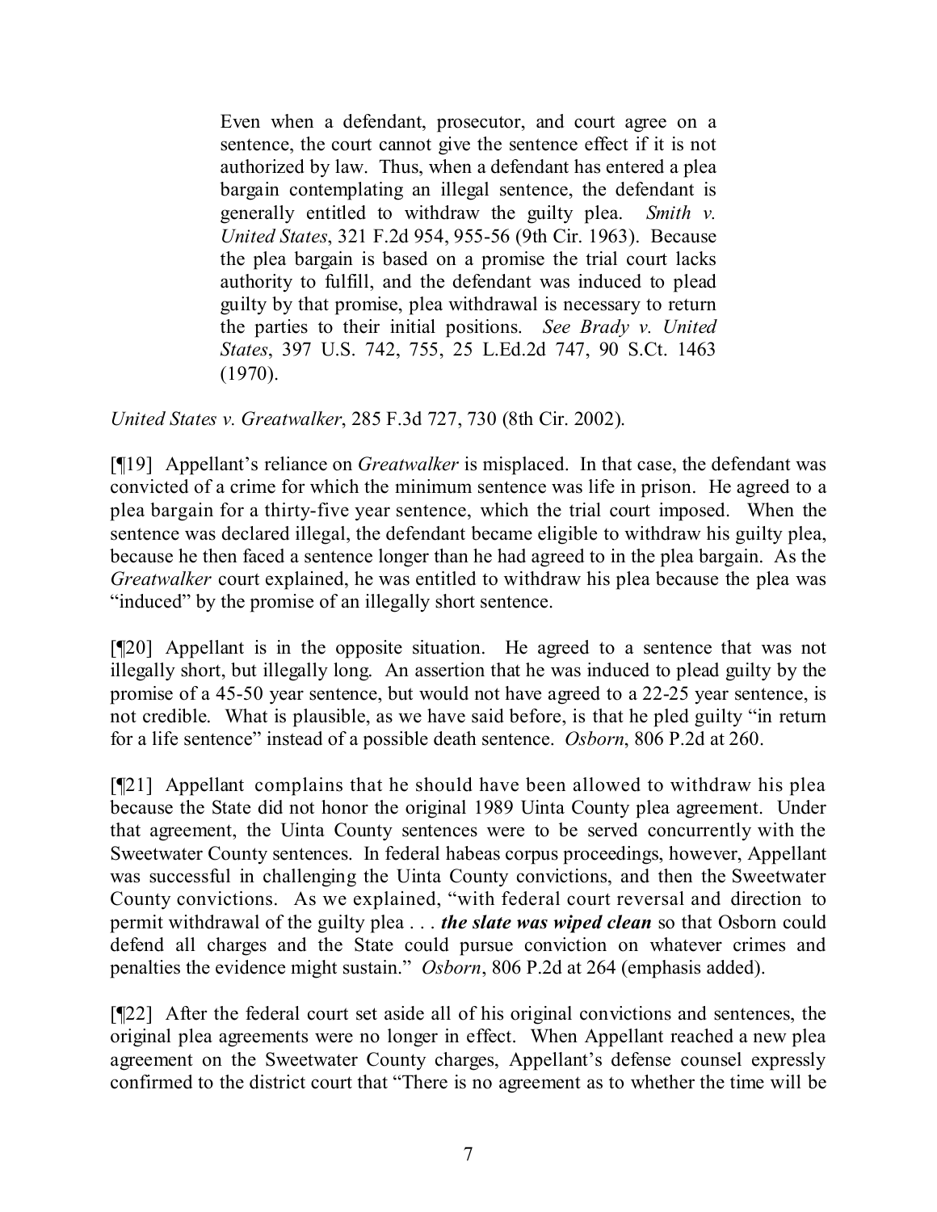> Even when a defendant, prosecutor, and court agree on a sentence, the court cannot give the sentence effect if it is not authorized by law. Thus, when a defendant has entered a plea bargain contemplating an illegal sentence, the defendant is generally entitled to withdraw the guilty plea. *Smith v. United States*, 321 F.2d 954, 955-56 (9th Cir. 1963). Because the plea bargain is based on a promise the trial court lacks authority to fulfill, and the defendant was induced to plead guilty by that promise, plea withdrawal is necessary to return the parties to their initial positions. *See Brady v. United States*, 397 U.S. 742, 755, 25 L.Ed.2d 747, 90 S.Ct. 1463 (1970).

*United States v. Greatwalker*, 285 F.3d 727, 730 (8th Cir. 2002).

[¶19] Appellant's reliance on *Greatwalker* is misplaced. In that case, the defendant was convicted of a crime for which the minimum sentence was life in prison. He agreed to a plea bargain for a thirty-five year sentence, which the trial court imposed. When the sentence was declared illegal, the defendant became eligible to withdraw his guilty plea, because he then faced a sentence longer than he had agreed to in the plea bargain. As the *Greatwalker* court explained, he was entitled to withdraw his plea because the plea was "induced" by the promise of an illegally short sentence.

[¶20] Appellant is in the opposite situation. He agreed to a sentence that was not illegally short, but illegally long. An assertion that he was induced to plead guilty by the promise of a 45-50 year sentence, but would not have agreed to a 22-25 year sentence, is not credible. What is plausible, as we have said before, is that he pled guilty "in return for a life sentence" instead of a possible death sentence. *Osborn*, 806 P.2d at 260.

[¶21] Appellant complains that he should have been allowed to withdraw his plea because the State did not honor the original 1989 Uinta County plea agreement. Under that agreement, the Uinta County sentences were to be served concurrently with the Sweetwater County sentences. In federal habeas corpus proceedings, however, Appellant was successful in challenging the Uinta County convictions, and then the Sweetwater County convictions. As we explained, "with federal court reversal and direction to permit withdrawal of the guilty plea . . . ***the slate was wiped clean*** so that Osborn could defend all charges and the State could pursue conviction on whatever crimes and penalties the evidence might sustain." *Osborn*, 806 P.2d at 264 (emphasis added).

[¶22] After the federal court set aside all of his original convictions and sentences, the original plea agreements were no longer in effect. When Appellant reached a new plea agreement on the Sweetwater County charges, Appellant's defense counsel expressly confirmed to the district court that "There is no agreement as to whether the time will be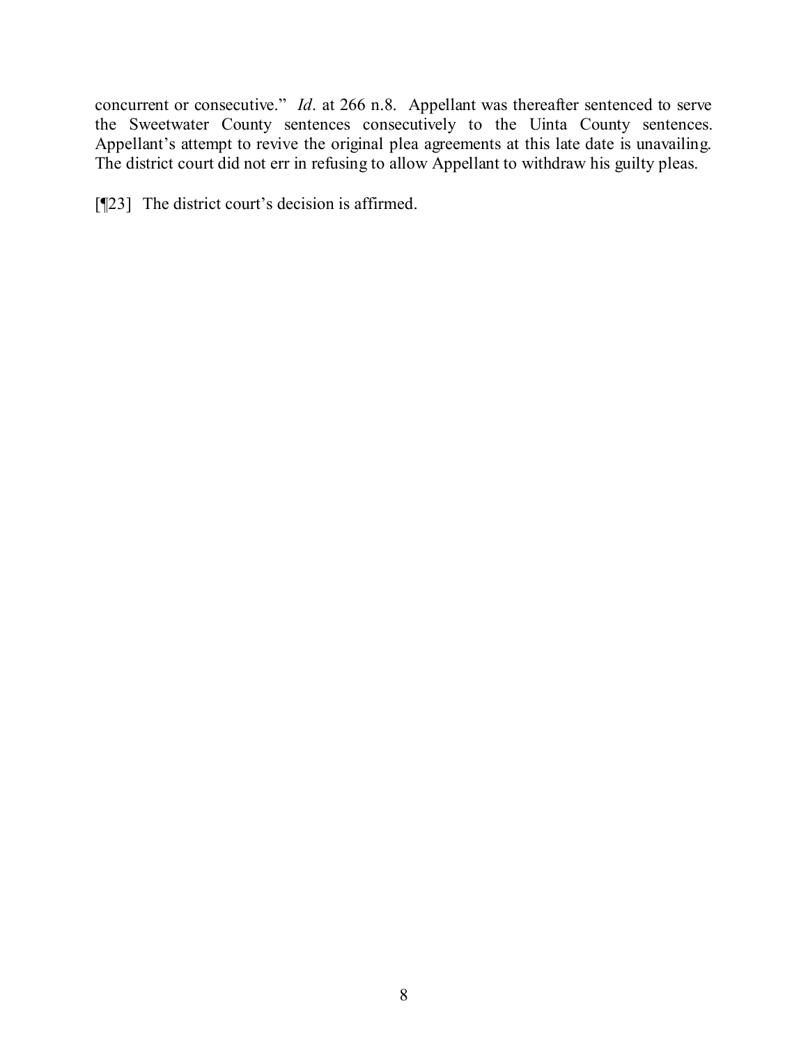concurrent or consecutive." *Id*. at 266 n.8. Appellant was thereafter sentenced to serve the Sweetwater County sentences consecutively to the Uinta County sentences. Appellant's attempt to revive the original plea agreements at this late date is unavailing. The district court did not err in refusing to allow Appellant to withdraw his guilty pleas.

[¶23] The district court's decision is affirmed.